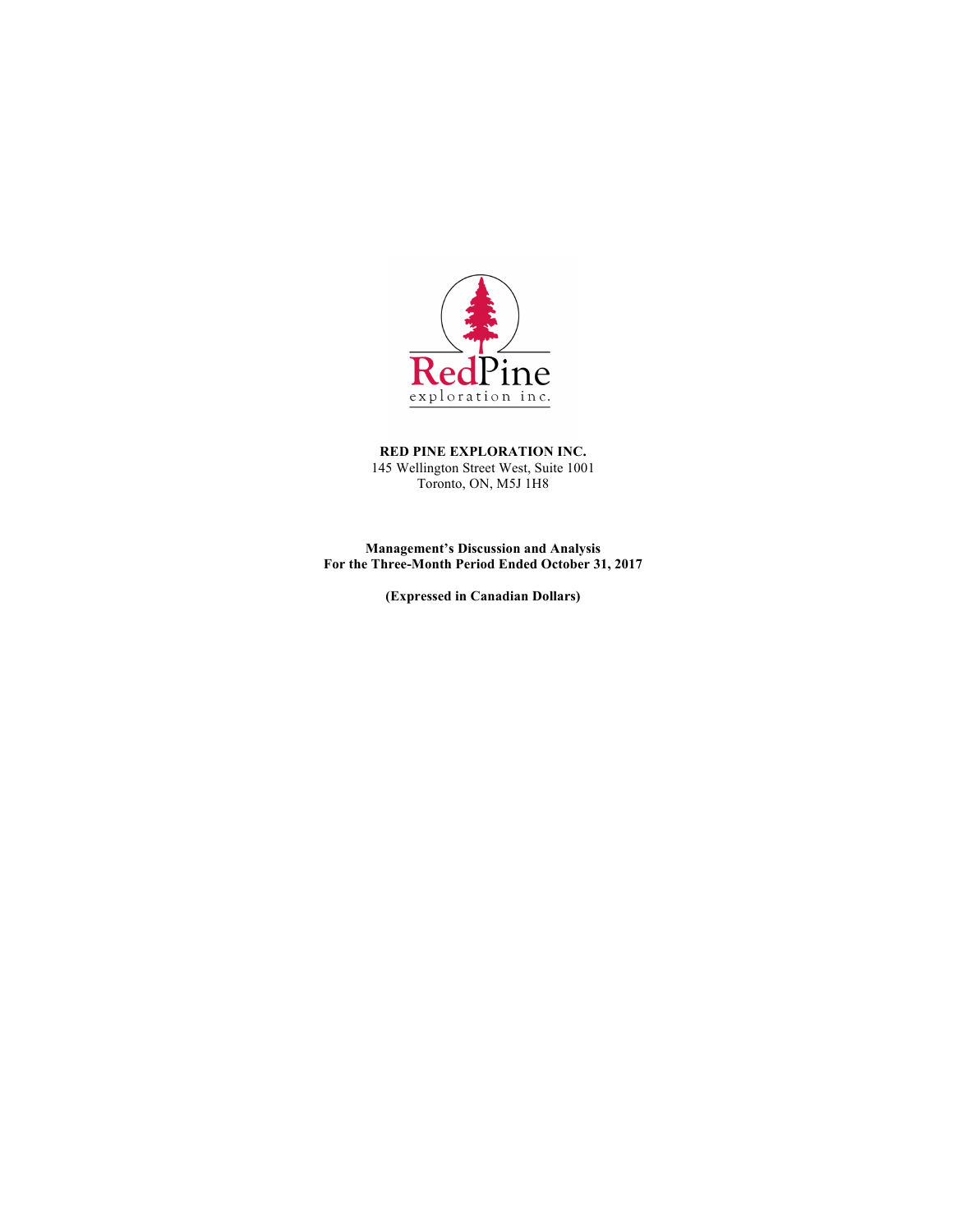**RED PINE EXPLORATION INC.**
145 Wellington Street West, Suite 1001
Toronto, ON, M5J 1H8

**Management's Discussion and Analysis**
**For the Three-Month Period Ended October 31, 2017**

**(Expressed in Canadian Dollars)**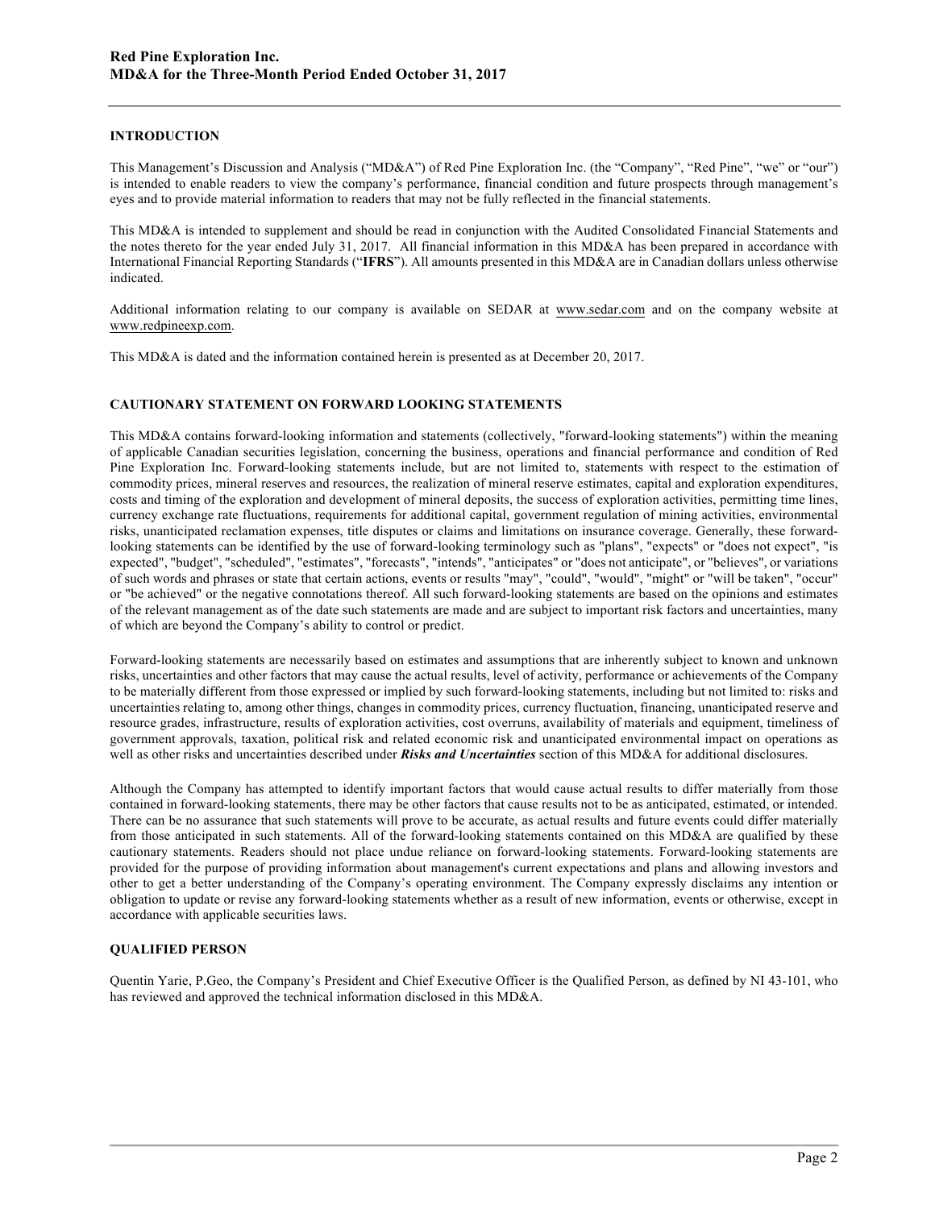## INTRODUCTION

This Management's Discussion and Analysis ("MD&A") of Red Pine Exploration Inc. (the "Company", "Red Pine", "we" or "our") is intended to enable readers to view the company's performance, financial condition and future prospects through management's eyes and to provide material information to readers that may not be fully reflected in the financial statements.

This MD&A is intended to supplement and should be read in conjunction with the Audited Consolidated Financial Statements and the notes thereto for the year ended July 31, 2017. All financial information in this MD&A has been prepared in accordance with International Financial Reporting Standards ("**IFRS**"). All amounts presented in this MD&A are in Canadian dollars unless otherwise indicated.

Additional information relating to our company is available on SEDAR at www.sedar.com and on the company website at www.redpineexp.com.

This MD&A is dated and the information contained herein is presented as at December 20, 2017.

## CAUTIONARY STATEMENT ON FORWARD LOOKING STATEMENTS

This MD&A contains forward-looking information and statements (collectively, "forward-looking statements") within the meaning of applicable Canadian securities legislation, concerning the business, operations and financial performance and condition of Red Pine Exploration Inc. Forward-looking statements include, but are not limited to, statements with respect to the estimation of commodity prices, mineral reserves and resources, the realization of mineral reserve estimates, capital and exploration expenditures, costs and timing of the exploration and development of mineral deposits, the success of exploration activities, permitting time lines, currency exchange rate fluctuations, requirements for additional capital, government regulation of mining activities, environmental risks, unanticipated reclamation expenses, title disputes or claims and limitations on insurance coverage. Generally, these forward-looking statements can be identified by the use of forward-looking terminology such as "plans", "expects" or "does not expect", "is expected", "budget", "scheduled", "estimates", "forecasts", "intends", "anticipates" or "does not anticipate", or "believes", or variations of such words and phrases or state that certain actions, events or results "may", "could", "would", "might" or "will be taken", "occur" or "be achieved" or the negative connotations thereof. All such forward-looking statements are based on the opinions and estimates of the relevant management as of the date such statements are made and are subject to important risk factors and uncertainties, many of which are beyond the Company's ability to control or predict.

Forward-looking statements are necessarily based on estimates and assumptions that are inherently subject to known and unknown risks, uncertainties and other factors that may cause the actual results, level of activity, performance or achievements of the Company to be materially different from those expressed or implied by such forward-looking statements, including but not limited to: risks and uncertainties relating to, among other things, changes in commodity prices, currency fluctuation, financing, unanticipated reserve and resource grades, infrastructure, results of exploration activities, cost overruns, availability of materials and equipment, timeliness of government approvals, taxation, political risk and related economic risk and unanticipated environmental impact on operations as well as other risks and uncertainties described under ***Risks and Uncertainties*** section of this MD&A for additional disclosures.

Although the Company has attempted to identify important factors that would cause actual results to differ materially from those contained in forward-looking statements, there may be other factors that cause results not to be as anticipated, estimated, or intended. There can be no assurance that such statements will prove to be accurate, as actual results and future events could differ materially from those anticipated in such statements. All of the forward-looking statements contained on this MD&A are qualified by these cautionary statements. Readers should not place undue reliance on forward-looking statements. Forward-looking statements are provided for the purpose of providing information about management's current expectations and plans and allowing investors and other to get a better understanding of the Company's operating environment. The Company expressly disclaims any intention or obligation to update or revise any forward-looking statements whether as a result of new information, events or otherwise, except in accordance with applicable securities laws.

## QUALIFIED PERSON

Quentin Yarie, P.Geo, the Company's President and Chief Executive Officer is the Qualified Person, as defined by NI 43-101, who has reviewed and approved the technical information disclosed in this MD&A.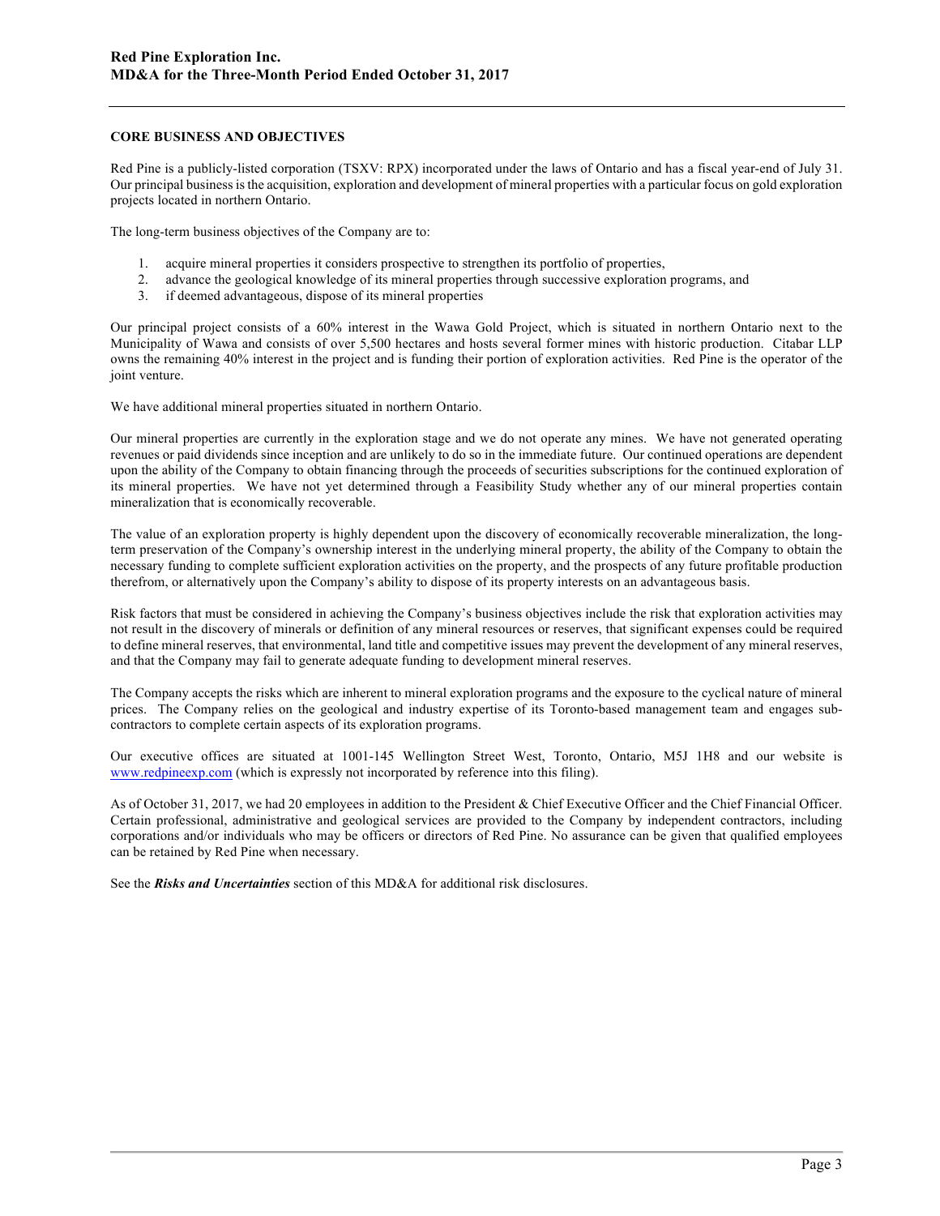## CORE BUSINESS AND OBJECTIVES

Red Pine is a publicly-listed corporation (TSXV: RPX) incorporated under the laws of Ontario and has a fiscal year-end of July 31. Our principal business is the acquisition, exploration and development of mineral properties with a particular focus on gold exploration projects located in northern Ontario.

The long-term business objectives of the Company are to:

1. acquire mineral properties it considers prospective to strengthen its portfolio of properties,
2. advance the geological knowledge of its mineral properties through successive exploration programs, and
3. if deemed advantageous, dispose of its mineral properties

Our principal project consists of a 60% interest in the Wawa Gold Project, which is situated in northern Ontario next to the Municipality of Wawa and consists of over 5,500 hectares and hosts several former mines with historic production. Citabar LLP owns the remaining 40% interest in the project and is funding their portion of exploration activities. Red Pine is the operator of the joint venture.

We have additional mineral properties situated in northern Ontario.

Our mineral properties are currently in the exploration stage and we do not operate any mines. We have not generated operating revenues or paid dividends since inception and are unlikely to do so in the immediate future. Our continued operations are dependent upon the ability of the Company to obtain financing through the proceeds of securities subscriptions for the continued exploration of its mineral properties. We have not yet determined through a Feasibility Study whether any of our mineral properties contain mineralization that is economically recoverable.

The value of an exploration property is highly dependent upon the discovery of economically recoverable mineralization, the long-term preservation of the Company's ownership interest in the underlying mineral property, the ability of the Company to obtain the necessary funding to complete sufficient exploration activities on the property, and the prospects of any future profitable production therefrom, or alternatively upon the Company's ability to dispose of its property interests on an advantageous basis.

Risk factors that must be considered in achieving the Company's business objectives include the risk that exploration activities may not result in the discovery of minerals or definition of any mineral resources or reserves, that significant expenses could be required to define mineral reserves, that environmental, land title and competitive issues may prevent the development of any mineral reserves, and that the Company may fail to generate adequate funding to development mineral reserves.

The Company accepts the risks which are inherent to mineral exploration programs and the exposure to the cyclical nature of mineral prices. The Company relies on the geological and industry expertise of its Toronto-based management team and engages sub-contractors to complete certain aspects of its exploration programs.

Our executive offices are situated at 1001-145 Wellington Street West, Toronto, Ontario, M5J 1H8 and our website is www.redpineexp.com (which is expressly not incorporated by reference into this filing).

As of October 31, 2017, we had 20 employees in addition to the President & Chief Executive Officer and the Chief Financial Officer. Certain professional, administrative and geological services are provided to the Company by independent contractors, including corporations and/or individuals who may be officers or directors of Red Pine. No assurance can be given that qualified employees can be retained by Red Pine when necessary.

See the ***Risks and Uncertainties*** section of this MD&A for additional risk disclosures.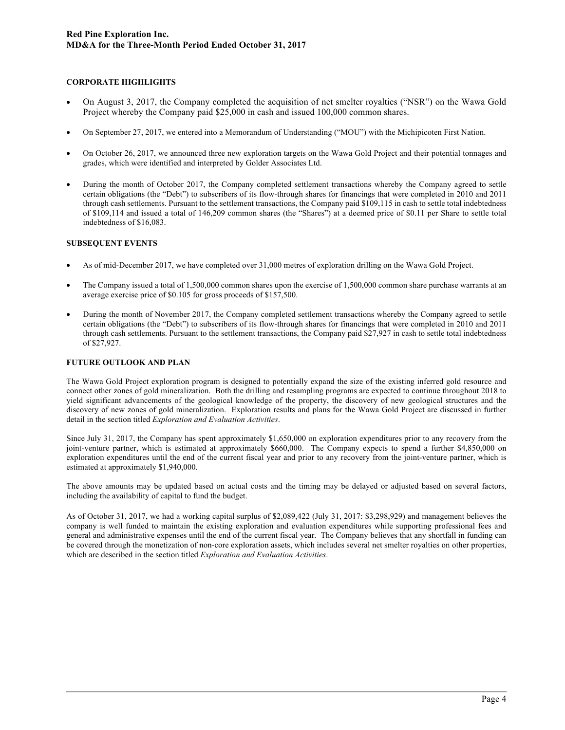## CORPORATE HIGHLIGHTS

- On August 3, 2017, the Company completed the acquisition of net smelter royalties ("NSR") on the Wawa Gold Project whereby the Company paid $25,000 in cash and issued 100,000 common shares.
- On September 27, 2017, we entered into a Memorandum of Understanding ("MOU") with the Michipicoten First Nation.
- On October 26, 2017, we announced three new exploration targets on the Wawa Gold Project and their potential tonnages and grades, which were identified and interpreted by Golder Associates Ltd.
- During the month of October 2017, the Company completed settlement transactions whereby the Company agreed to settle certain obligations (the "Debt") to subscribers of its flow-through shares for financings that were completed in 2010 and 2011 through cash settlements. Pursuant to the settlement transactions, the Company paid $109,115 in cash to settle total indebtedness of $109,114 and issued a total of 146,209 common shares (the "Shares") at a deemed price of $0.11 per Share to settle total indebtedness of $16,083.

## SUBSEQUENT EVENTS

- As of mid-December 2017, we have completed over 31,000 metres of exploration drilling on the Wawa Gold Project.
- The Company issued a total of 1,500,000 common shares upon the exercise of 1,500,000 common share purchase warrants at an average exercise price of $0.105 for gross proceeds of $157,500.
- During the month of November 2017, the Company completed settlement transactions whereby the Company agreed to settle certain obligations (the "Debt") to subscribers of its flow-through shares for financings that were completed in 2010 and 2011 through cash settlements. Pursuant to the settlement transactions, the Company paid $27,927 in cash to settle total indebtedness of $27,927.

## FUTURE OUTLOOK AND PLAN

The Wawa Gold Project exploration program is designed to potentially expand the size of the existing inferred gold resource and connect other zones of gold mineralization. Both the drilling and resampling programs are expected to continue throughout 2018 to yield significant advancements of the geological knowledge of the property, the discovery of new geological structures and the discovery of new zones of gold mineralization. Exploration results and plans for the Wawa Gold Project are discussed in further detail in the section titled *Exploration and Evaluation Activities*.

Since July 31, 2017, the Company has spent approximately $1,650,000 on exploration expenditures prior to any recovery from the joint-venture partner, which is estimated at approximately $660,000. The Company expects to spend a further $4,850,000 on exploration expenditures until the end of the current fiscal year and prior to any recovery from the joint-venture partner, which is estimated at approximately $1,940,000.

The above amounts may be updated based on actual costs and the timing may be delayed or adjusted based on several factors, including the availability of capital to fund the budget.

As of October 31, 2017, we had a working capital surplus of $2,089,422 (July 31, 2017: $3,298,929) and management believes the company is well funded to maintain the existing exploration and evaluation expenditures while supporting professional fees and general and administrative expenses until the end of the current fiscal year. The Company believes that any shortfall in funding can be covered through the monetization of non-core exploration assets, which includes several net smelter royalties on other properties, which are described in the section titled *Exploration and Evaluation Activities*.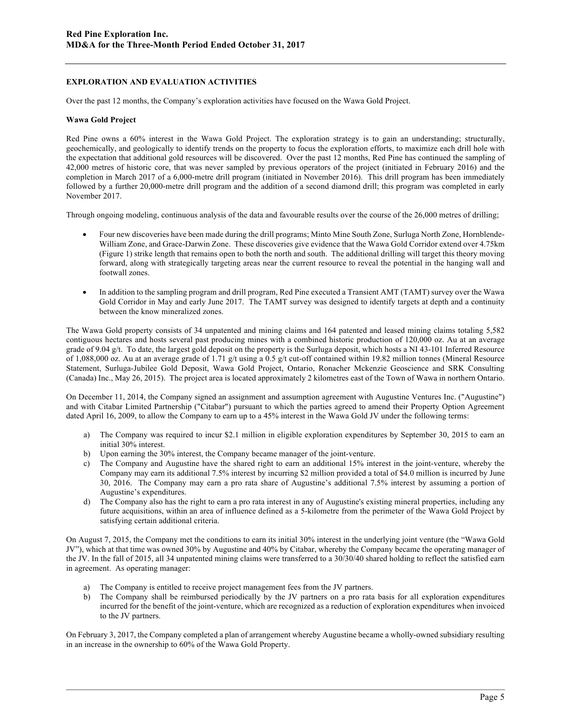## EXPLORATION AND EVALUATION ACTIVITIES

Over the past 12 months, the Company's exploration activities have focused on the Wawa Gold Project.

### Wawa Gold Project

Red Pine owns a 60% interest in the Wawa Gold Project. The exploration strategy is to gain an understanding; structurally, geochemically, and geologically to identify trends on the property to focus the exploration efforts, to maximize each drill hole with the expectation that additional gold resources will be discovered. Over the past 12 months, Red Pine has continued the sampling of 42,000 metres of historic core, that was never sampled by previous operators of the project (initiated in February 2016) and the completion in March 2017 of a 6,000-metre drill program (initiated in November 2016). This drill program has been immediately followed by a further 20,000-metre drill program and the addition of a second diamond drill; this program was completed in early November 2017.

Through ongoing modeling, continuous analysis of the data and favourable results over the course of the 26,000 metres of drilling;

- Four new discoveries have been made during the drill programs; Minto Mine South Zone, Surluga North Zone, Hornblende-William Zone, and Grace-Darwin Zone. These discoveries give evidence that the Wawa Gold Corridor extend over 4.75km (Figure 1) strike length that remains open to both the north and south. The additional drilling will target this theory moving forward, along with strategically targeting areas near the current resource to reveal the potential in the hanging wall and footwall zones.
- In addition to the sampling program and drill program, Red Pine executed a Transient AMT (TAMT) survey over the Wawa Gold Corridor in May and early June 2017. The TAMT survey was designed to identify targets at depth and a continuity between the know mineralized zones.

The Wawa Gold property consists of 34 unpatented and mining claims and 164 patented and leased mining claims totaling 5,582 contiguous hectares and hosts several past producing mines with a combined historic production of 120,000 oz. Au at an average grade of 9.04 g/t. To date, the largest gold deposit on the property is the Surluga deposit, which hosts a NI 43-101 Inferred Resource of 1,088,000 oz. Au at an average grade of 1.71 g/t using a 0.5 g/t cut-off contained within 19.82 million tonnes (Mineral Resource Statement, Surluga-Jubilee Gold Deposit, Wawa Gold Project, Ontario, Ronacher Mckenzie Geoscience and SRK Consulting (Canada) Inc., May 26, 2015). The project area is located approximately 2 kilometres east of the Town of Wawa in northern Ontario.

On December 11, 2014, the Company signed an assignment and assumption agreement with Augustine Ventures Inc. ("Augustine") and with Citabar Limited Partnership ("Citabar") pursuant to which the parties agreed to amend their Property Option Agreement dated April 16, 2009, to allow the Company to earn up to a 45% interest in the Wawa Gold JV under the following terms:

a) The Company was required to incur $2.1 million in eligible exploration expenditures by September 30, 2015 to earn an initial 30% interest.
b) Upon earning the 30% interest, the Company became manager of the joint-venture.
c) The Company and Augustine have the shared right to earn an additional 15% interest in the joint-venture, whereby the Company may earn its additional 7.5% interest by incurring $2 million provided a total of $4.0 million is incurred by June 30, 2016. The Company may earn a pro rata share of Augustine's additional 7.5% interest by assuming a portion of Augustine's expenditures.
d) The Company also has the right to earn a pro rata interest in any of Augustine's existing mineral properties, including any future acquisitions, within an area of influence defined as a 5-kilometre from the perimeter of the Wawa Gold Project by satisfying certain additional criteria.

On August 7, 2015, the Company met the conditions to earn its initial 30% interest in the underlying joint venture (the "Wawa Gold JV"), which at that time was owned 30% by Augustine and 40% by Citabar, whereby the Company became the operating manager of the JV. In the fall of 2015, all 34 unpatented mining claims were transferred to a 30/30/40 shared holding to reflect the satisfied earn in agreement. As operating manager:

a) The Company is entitled to receive project management fees from the JV partners.
b) The Company shall be reimbursed periodically by the JV partners on a pro rata basis for all exploration expenditures incurred for the benefit of the joint-venture, which are recognized as a reduction of exploration expenditures when invoiced to the JV partners.

On February 3, 2017, the Company completed a plan of arrangement whereby Augustine became a wholly-owned subsidiary resulting in an increase in the ownership to 60% of the Wawa Gold Property.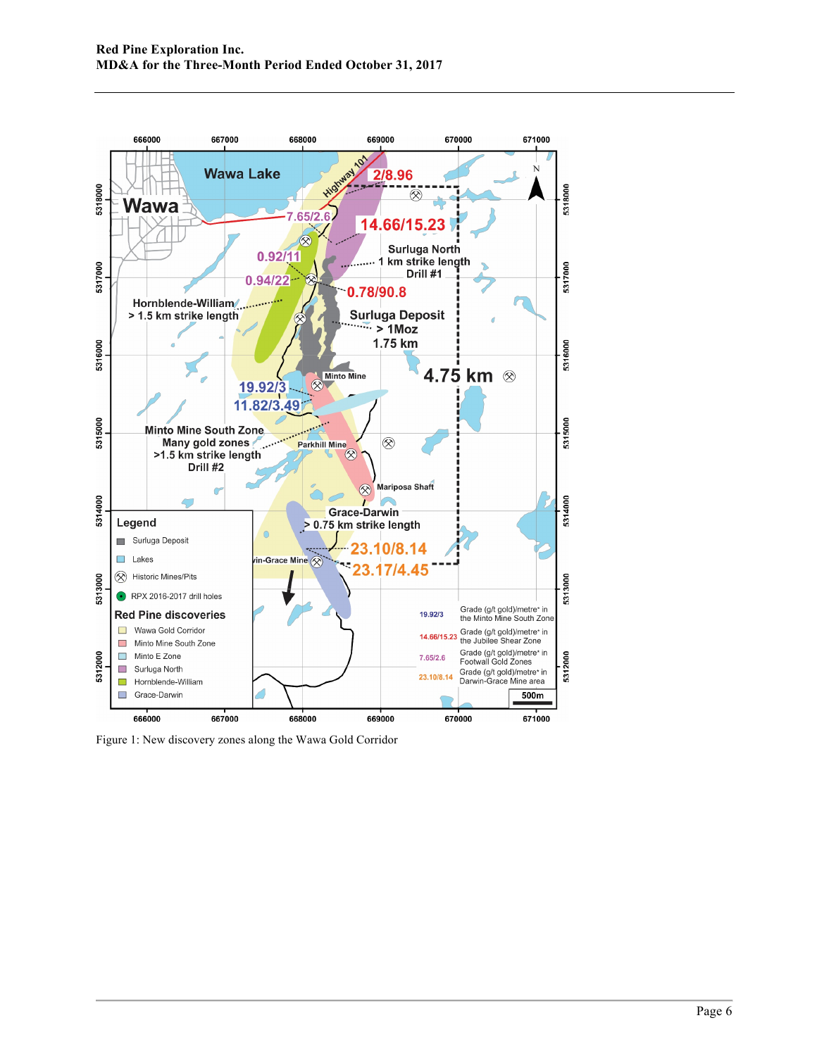Figure 1: New discovery zones along the Wawa Gold Corridor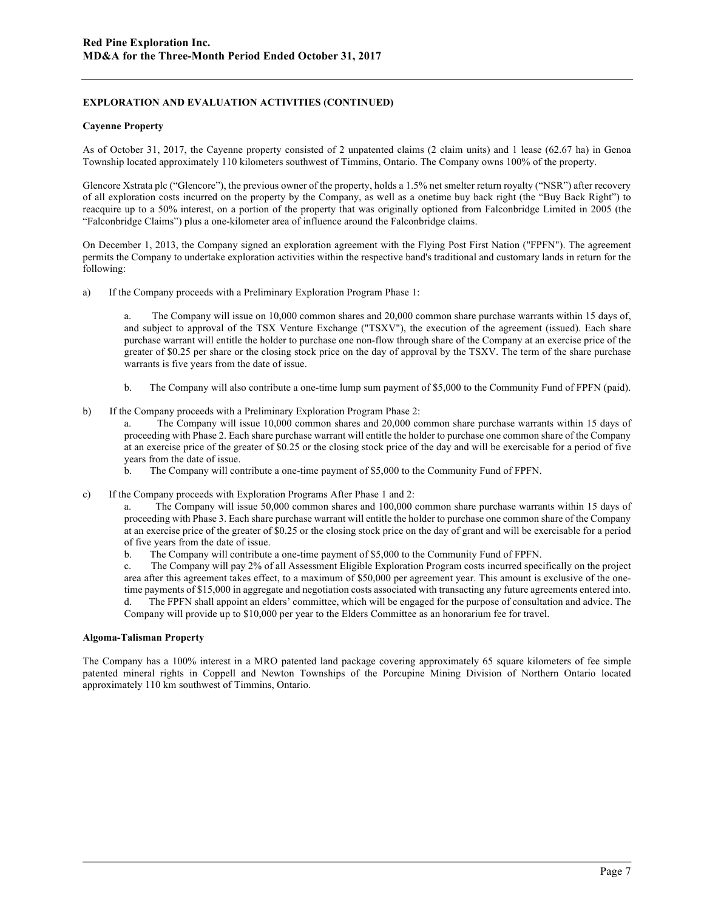## EXPLORATION AND EVALUATION ACTIVITIES (CONTINUED)

### Cayenne Property

As of October 31, 2017, the Cayenne property consisted of 2 unpatented claims (2 claim units) and 1 lease (62.67 ha) in Genoa Township located approximately 110 kilometers southwest of Timmins, Ontario. The Company owns 100% of the property.

Glencore Xstrata plc ("Glencore"), the previous owner of the property, holds a 1.5% net smelter return royalty ("NSR") after recovery of all exploration costs incurred on the property by the Company, as well as a onetime buy back right (the "Buy Back Right") to reacquire up to a 50% interest, on a portion of the property that was originally optioned from Falconbridge Limited in 2005 (the "Falconbridge Claims") plus a one-kilometer area of influence around the Falconbridge claims.

On December 1, 2013, the Company signed an exploration agreement with the Flying Post First Nation ("FPFN"). The agreement permits the Company to undertake exploration activities within the respective band's traditional and customary lands in return for the following:

a) If the Company proceeds with a Preliminary Exploration Program Phase 1:

   a. The Company will issue on 10,000 common shares and 20,000 common share purchase warrants within 15 days of, and subject to approval of the TSX Venture Exchange ("TSXV"), the execution of the agreement (issued). Each share purchase warrant will entitle the holder to purchase one non-flow through share of the Company at an exercise price of the greater of $0.25 per share or the closing stock price on the day of approval by the TSXV. The term of the share purchase warrants is five years from the date of issue.

   b. The Company will also contribute a one-time lump sum payment of $5,000 to the Community Fund of FPFN (paid).

b) If the Company proceeds with a Preliminary Exploration Program Phase 2:

   a. The Company will issue 10,000 common shares and 20,000 common share purchase warrants within 15 days of proceeding with Phase 2. Each share purchase warrant will entitle the holder to purchase one common share of the Company at an exercise price of the greater of $0.25 or the closing stock price of the day and will be exercisable for a period of five years from the date of issue.

   b. The Company will contribute a one-time payment of $5,000 to the Community Fund of FPFN.

c) If the Company proceeds with Exploration Programs After Phase 1 and 2:

   a. The Company will issue 50,000 common shares and 100,000 common share purchase warrants within 15 days of proceeding with Phase 3. Each share purchase warrant will entitle the holder to purchase one common share of the Company at an exercise price of the greater of $0.25 or the closing stock price on the day of grant and will be exercisable for a period of five years from the date of issue.

   b. The Company will contribute a one-time payment of $5,000 to the Community Fund of FPFN.

   c. The Company will pay 2% of all Assessment Eligible Exploration Program costs incurred specifically on the project area after this agreement takes effect, to a maximum of $50,000 per agreement year. This amount is exclusive of the one-time payments of $15,000 in aggregate and negotiation costs associated with transacting any future agreements entered into.

   d. The FPFN shall appoint an elders' committee, which will be engaged for the purpose of consultation and advice. The Company will provide up to $10,000 per year to the Elders Committee as an honorarium fee for travel.

### Algoma-Talisman Property

The Company has a 100% interest in a MRO patented land package covering approximately 65 square kilometers of fee simple patented mineral rights in Coppell and Newton Townships of the Porcupine Mining Division of Northern Ontario located approximately 110 km southwest of Timmins, Ontario.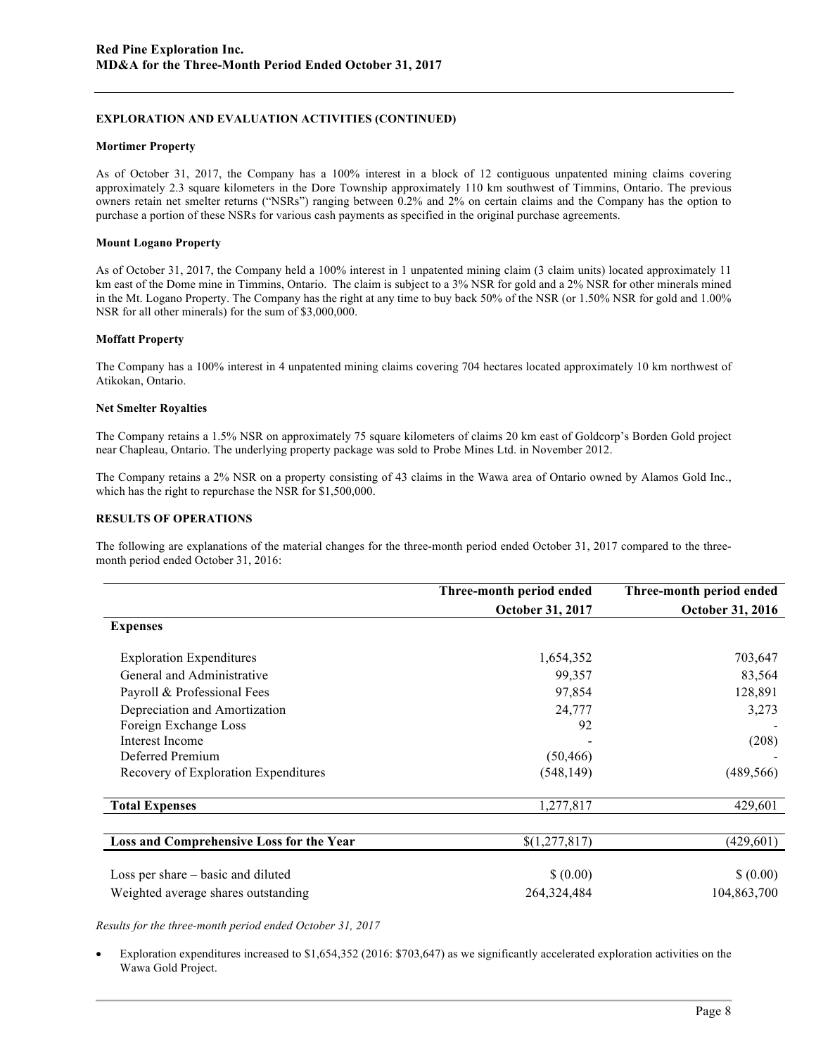### EXPLORATION AND EVALUATION ACTIVITIES (CONTINUED)

#### Mortimer Property

As of October 31, 2017, the Company has a 100% interest in a block of 12 contiguous unpatented mining claims covering approximately 2.3 square kilometers in the Dore Township approximately 110 km southwest of Timmins, Ontario. The previous owners retain net smelter returns ("NSRs") ranging between 0.2% and 2% on certain claims and the Company has the option to purchase a portion of these NSRs for various cash payments as specified in the original purchase agreements.

#### Mount Logano Property

As of October 31, 2017, the Company held a 100% interest in 1 unpatented mining claim (3 claim units) located approximately 11 km east of the Dome mine in Timmins, Ontario. The claim is subject to a 3% NSR for gold and a 2% NSR for other minerals mined in the Mt. Logano Property. The Company has the right at any time to buy back 50% of the NSR (or 1.50% NSR for gold and 1.00% NSR for all other minerals) for the sum of $3,000,000.

#### Moffatt Property

The Company has a 100% interest in 4 unpatented mining claims covering 704 hectares located approximately 10 km northwest of Atikokan, Ontario.

#### Net Smelter Royalties

The Company retains a 1.5% NSR on approximately 75 square kilometers of claims 20 km east of Goldcorp's Borden Gold project near Chapleau, Ontario. The underlying property package was sold to Probe Mines Ltd. in November 2012.

The Company retains a 2% NSR on a property consisting of 43 claims in the Wawa area of Ontario owned by Alamos Gold Inc., which has the right to repurchase the NSR for $1,500,000.

### RESULTS OF OPERATIONS

The following are explanations of the material changes for the three-month period ended October 31, 2017 compared to the three-month period ended October 31, 2016:

| | Three-month period ended October 31, 2017 | Three-month period ended October 31, 2016 |
|---|---|---|
| **Expenses** | | |
| Exploration Expenditures | 1,654,352 | 703,647 |
| General and Administrative | 99,357 | 83,564 |
| Payroll & Professional Fees | 97,854 | 128,891 |
| Depreciation and Amortization | 24,777 | 3,273 |
| Foreign Exchange Loss | 92 | - |
| Interest Income | - | (208) |
| Deferred Premium | (50,466) | - |
| Recovery of Exploration Expenditures | (548,149) | (489,566) |
| **Total Expenses** | 1,277,817 | 429,601 |
| **Loss and Comprehensive Loss for the Year** | $(1,277,817) | (429,601) |
| Loss per share – basic and diluted | $ (0.00) | $ (0.00) |
| Weighted average shares outstanding | 264,324,484 | 104,863,700 |

*Results for the three-month period ended October 31, 2017*

- Exploration expenditures increased to $1,654,352 (2016: $703,647) as we significantly accelerated exploration activities on the Wawa Gold Project.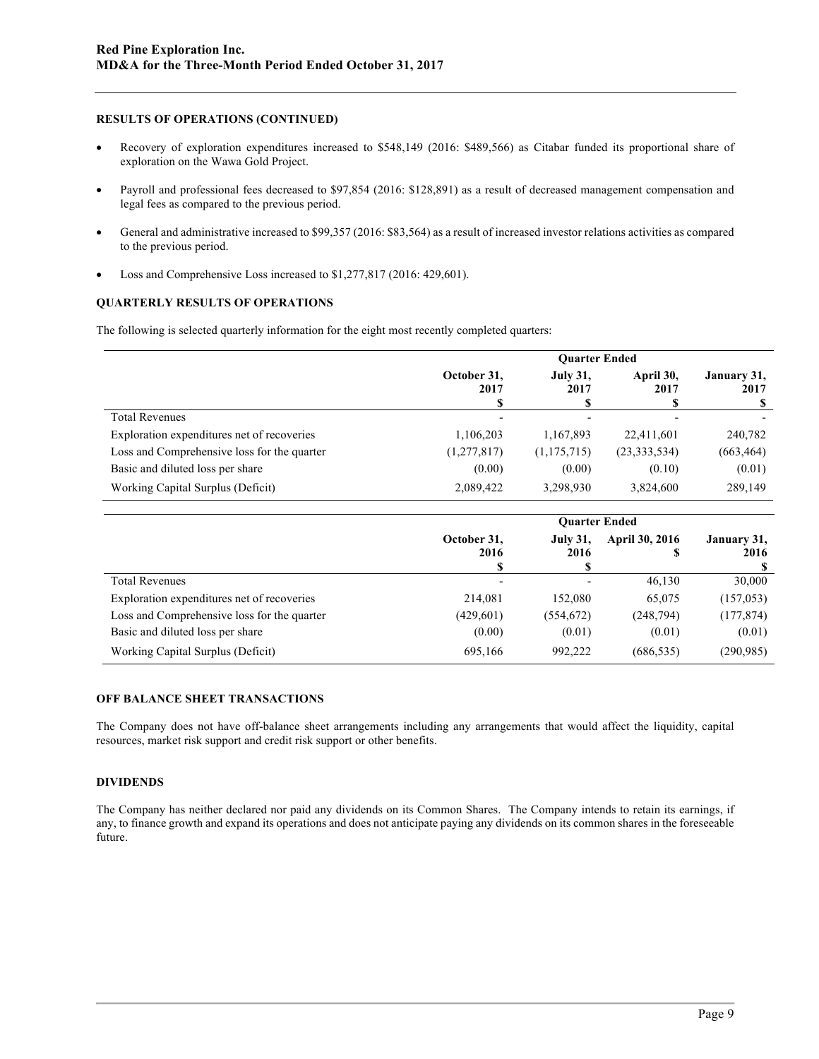## RESULTS OF OPERATIONS (CONTINUED)

- Recovery of exploration expenditures increased to $548,149 (2016: $489,566) as Citabar funded its proportional share of exploration on the Wawa Gold Project.
- Payroll and professional fees decreased to $97,854 (2016: $128,891) as a result of decreased management compensation and legal fees as compared to the previous period.
- General and administrative increased to $99,357 (2016: $83,564) as a result of increased investor relations activities as compared to the previous period.
- Loss and Comprehensive Loss increased to $1,277,817 (2016: 429,601).

## QUARTERLY RESULTS OF OPERATIONS

The following is selected quarterly information for the eight most recently completed quarters:

| | Quarter Ended | | | |
|---|---|---|---|---|
| | October 31, 2017 $ | July 31, 2017 $ | April 30, 2017 $ | January 31, 2017 $ |
| Total Revenues | - | - | - | - |
| Exploration expenditures net of recoveries | 1,106,203 | 1,167,893 | 22,411,601 | 240,782 |
| Loss and Comprehensive loss for the quarter | (1,277,817) | (1,175,715) | (23,333,534) | (663,464) |
| Basic and diluted loss per share | (0.00) | (0.00) | (0.10) | (0.01) |
| Working Capital Surplus (Deficit) | 2,089,422 | 3,298,930 | 3,824,600 | 289,149 |

| | Quarter Ended | | | |
|---|---|---|---|---|
| | October 31, 2016 $ | July 31, 2016 $ | April 30, 2016 $ | January 31, 2016 $ |
| Total Revenues | - | - | 46,130 | 30,000 |
| Exploration expenditures net of recoveries | 214,081 | 152,080 | 65,075 | (157,053) |
| Loss and Comprehensive loss for the quarter | (429,601) | (554,672) | (248,794) | (177,874) |
| Basic and diluted loss per share | (0.00) | (0.01) | (0.01) | (0.01) |
| Working Capital Surplus (Deficit) | 695,166 | 992,222 | (686,535) | (290,985) |

## OFF BALANCE SHEET TRANSACTIONS

The Company does not have off-balance sheet arrangements including any arrangements that would affect the liquidity, capital resources, market risk support and credit risk support or other benefits.

## DIVIDENDS

The Company has neither declared nor paid any dividends on its Common Shares. The Company intends to retain its earnings, if any, to finance growth and expand its operations and does not anticipate paying any dividends on its common shares in the foreseeable future.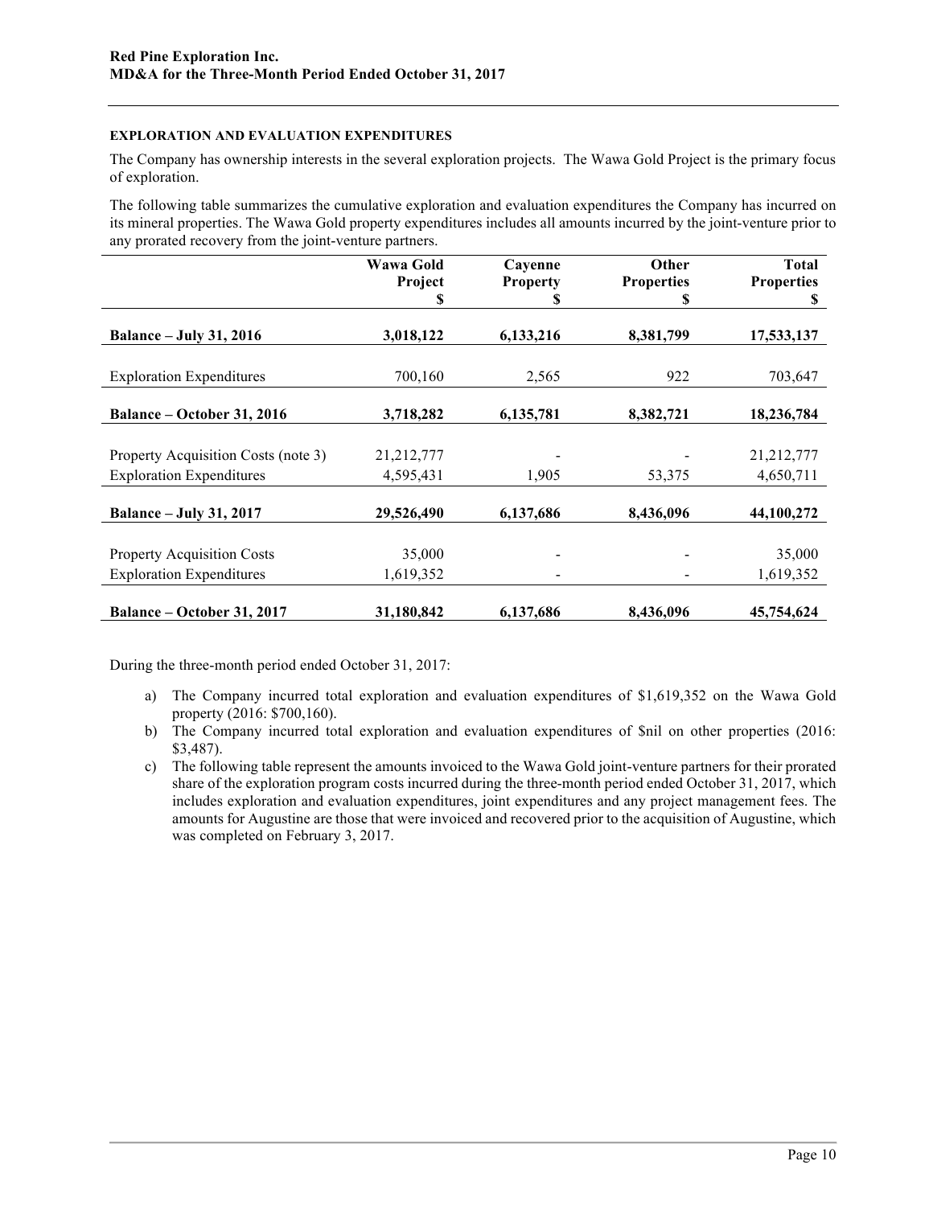### EXPLORATION AND EVALUATION EXPENDITURES

The Company has ownership interests in the several exploration projects. The Wawa Gold Project is the primary focus of exploration.

The following table summarizes the cumulative exploration and evaluation expenditures the Company has incurred on its mineral properties. The Wawa Gold property expenditures includes all amounts incurred by the joint-venture prior to any prorated recovery from the joint-venture partners.

| | Wawa Gold Project $ | Cayenne Property $ | Other Properties $ | Total Properties $ |
|---|---|---|---|---|
| **Balance – July 31, 2016** | **3,018,122** | **6,133,216** | **8,381,799** | **17,533,137** |
| Exploration Expenditures | 700,160 | 2,565 | 922 | 703,647 |
| **Balance – October 31, 2016** | **3,718,282** | **6,135,781** | **8,382,721** | **18,236,784** |
| Property Acquisition Costs (note 3) | 21,212,777 | - | - | 21,212,777 |
| Exploration Expenditures | 4,595,431 | 1,905 | 53,375 | 4,650,711 |
| **Balance – July 31, 2017** | **29,526,490** | **6,137,686** | **8,436,096** | **44,100,272** |
| Property Acquisition Costs | 35,000 | - | - | 35,000 |
| Exploration Expenditures | 1,619,352 | - | - | 1,619,352 |
| **Balance – October 31, 2017** | **31,180,842** | **6,137,686** | **8,436,096** | **45,754,624** |

During the three-month period ended October 31, 2017:

a) The Company incurred total exploration and evaluation expenditures of $1,619,352 on the Wawa Gold property (2016: $700,160).

b) The Company incurred total exploration and evaluation expenditures of $nil on other properties (2016: $3,487).

c) The following table represent the amounts invoiced to the Wawa Gold joint-venture partners for their prorated share of the exploration program costs incurred during the three-month period ended October 31, 2017, which includes exploration and evaluation expenditures, joint expenditures and any project management fees. The amounts for Augustine are those that were invoiced and recovered prior to the acquisition of Augustine, which was completed on February 3, 2017.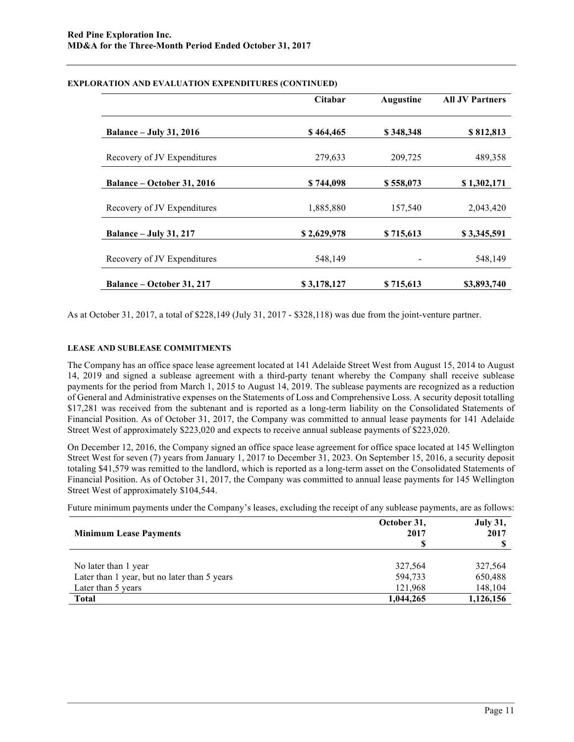**EXPLORATION AND EVALUATION EXPENDITURES (CONTINUED)**

| | Citabar | Augustine | All JV Partners |
|---|---|---|---|
| **Balance – July 31, 2016** | **$ 464,465** | **$ 348,348** | **$ 812,813** |
| Recovery of JV Expenditures | 279,633 | 209,725 | 489,358 |
| **Balance – October 31, 2016** | **$ 744,098** | **$ 558,073** | **$ 1,302,171** |
| Recovery of JV Expenditures | 1,885,880 | 157,540 | 2,043,420 |
| **Balance – July 31, 217** | **$ 2,629,978** | **$ 715,613** | **$ 3,345,591** |
| Recovery of JV Expenditures | 548,149 | - | 548,149 |
| **Balance – October 31, 217** | **$ 3,178,127** | **$ 715,613** | **$3,893,740** |

As at October 31, 2017, a total of $228,149 (July 31, 2017 - $328,118) was due from the joint-venture partner.

**LEASE AND SUBLEASE COMMITMENTS**

The Company has an office space lease agreement located at 141 Adelaide Street West from August 15, 2014 to August 14, 2019 and signed a sublease agreement with a third-party tenant whereby the Company shall receive sublease payments for the period from March 1, 2015 to August 14, 2019. The sublease payments are recognized as a reduction of General and Administrative expenses on the Statements of Loss and Comprehensive Loss. A security deposit totalling $17,281 was received from the subtenant and is reported as a long-term liability on the Consolidated Statements of Financial Position. As of October 31, 2017, the Company was committed to annual lease payments for 141 Adelaide Street West of approximately $223,020 and expects to receive annual sublease payments of $223,020.

On December 12, 2016, the Company signed an office space lease agreement for office space located at 145 Wellington Street West for seven (7) years from January 1, 2017 to December 31, 2023. On September 15, 2016, a security deposit totaling $41,579 was remitted to the landlord, which is reported as a long-term asset on the Consolidated Statements of Financial Position. As of October 31, 2017, the Company was committed to annual lease payments for 145 Wellington Street West of approximately $104,544.

Future minimum payments under the Company's leases, excluding the receipt of any sublease payments, are as follows:

| **Minimum Lease Payments** | **October 31, 2017 $** | **July 31, 2017 $** |
|---|---|---|
| No later than 1 year | 327,564 | 327,564 |
| Later than 1 year, but no later than 5 years | 594,733 | 650,488 |
| Later than 5 years | 121,968 | 148,104 |
| **Total** | **1,044,265** | **1,126,156** |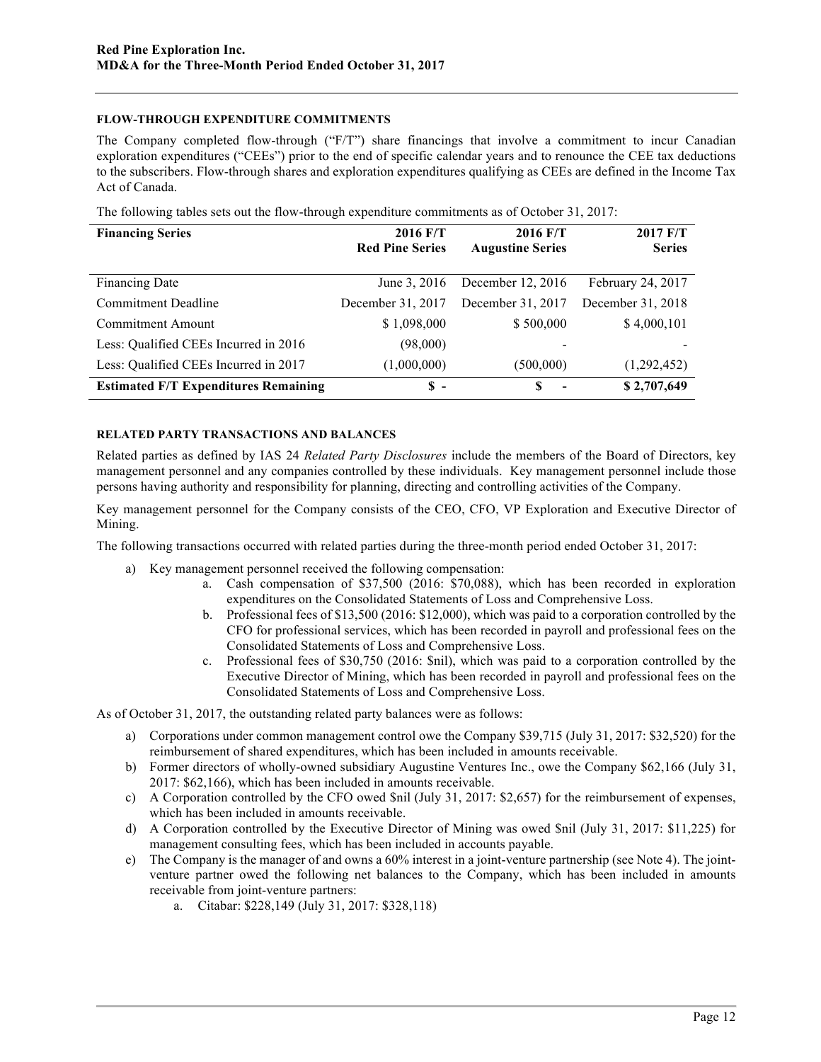#### FLOW-THROUGH EXPENDITURE COMMITMENTS

The Company completed flow-through ("F/T") share financings that involve a commitment to incur Canadian exploration expenditures ("CEEs") prior to the end of specific calendar years and to renounce the CEE tax deductions to the subscribers. Flow-through shares and exploration expenditures qualifying as CEEs are defined in the Income Tax Act of Canada.

The following tables sets out the flow-through expenditure commitments as of October 31, 2017:

| Financing Series | 2016 F/T Red Pine Series | 2016 F/T Augustine Series | 2017 F/T Series |
|---|---|---|---|
| Financing Date | June 3, 2016 | December 12, 2016 | February 24, 2017 |
| Commitment Deadline | December 31, 2017 | December 31, 2017 | December 31, 2018 |
| Commitment Amount | $ 1,098,000 | $ 500,000 | $ 4,000,101 |
| Less: Qualified CEEs Incurred in 2016 | (98,000) | - | - |
| Less: Qualified CEEs Incurred in 2017 | (1,000,000) | (500,000) | (1,292,452) |
| **Estimated F/T Expenditures Remaining** | **$ -** | **$ -** | **$ 2,707,649** |

#### RELATED PARTY TRANSACTIONS AND BALANCES

Related parties as defined by IAS 24 *Related Party Disclosures* include the members of the Board of Directors, key management personnel and any companies controlled by these individuals. Key management personnel include those persons having authority and responsibility for planning, directing and controlling activities of the Company.

Key management personnel for the Company consists of the CEO, CFO, VP Exploration and Executive Director of Mining.

The following transactions occurred with related parties during the three-month period ended October 31, 2017:

a) Key management personnel received the following compensation:
   a. Cash compensation of $37,500 (2016: $70,088), which has been recorded in exploration expenditures on the Consolidated Statements of Loss and Comprehensive Loss.
   b. Professional fees of $13,500 (2016: $12,000), which was paid to a corporation controlled by the CFO for professional services, which has been recorded in payroll and professional fees on the Consolidated Statements of Loss and Comprehensive Loss.
   c. Professional fees of $30,750 (2016: $nil), which was paid to a corporation controlled by the Executive Director of Mining, which has been recorded in payroll and professional fees on the Consolidated Statements of Loss and Comprehensive Loss.

As of October 31, 2017, the outstanding related party balances were as follows:

a) Corporations under common management control owe the Company $39,715 (July 31, 2017: $32,520) for the reimbursement of shared expenditures, which has been included in amounts receivable.
b) Former directors of wholly-owned subsidiary Augustine Ventures Inc., owe the Company $62,166 (July 31, 2017: $62,166), which has been included in amounts receivable.
c) A Corporation controlled by the CFO owed $nil (July 31, 2017: $2,657) for the reimbursement of expenses, which has been included in amounts receivable.
d) A Corporation controlled by the Executive Director of Mining was owed $nil (July 31, 2017: $11,225) for management consulting fees, which has been included in accounts payable.
e) The Company is the manager of and owns a 60% interest in a joint-venture partnership (see Note 4). The joint-venture partner owed the following net balances to the Company, which has been included in amounts receivable from joint-venture partners:
   a. Citabar: $228,149 (July 31, 2017: $328,118)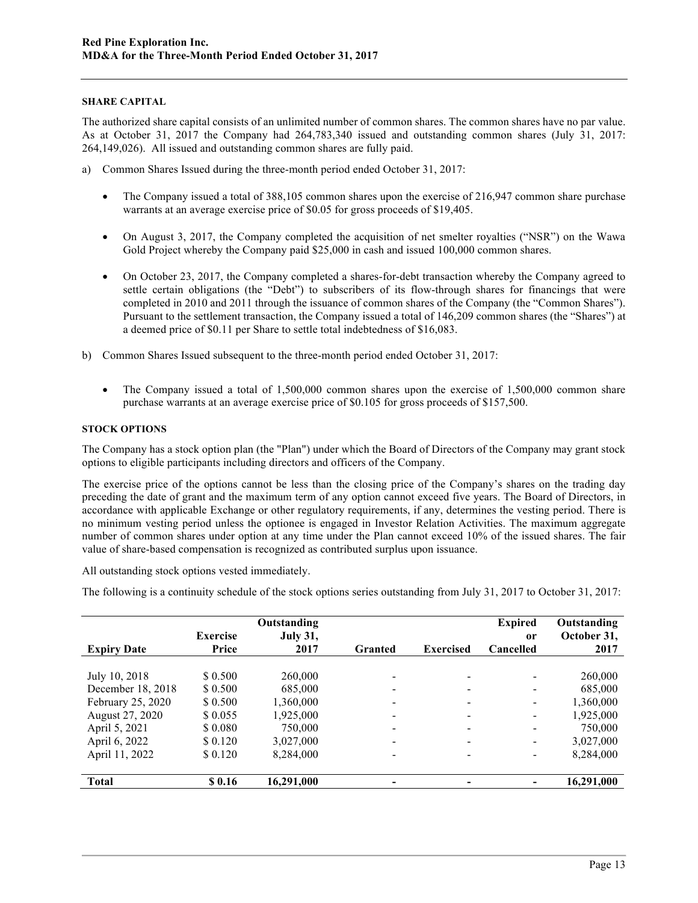## SHARE CAPITAL

The authorized share capital consists of an unlimited number of common shares. The common shares have no par value. As at October 31, 2017 the Company had 264,783,340 issued and outstanding common shares (July 31, 2017: 264,149,026). All issued and outstanding common shares are fully paid.

a) Common Shares Issued during the three-month period ended October 31, 2017:

- The Company issued a total of 388,105 common shares upon the exercise of 216,947 common share purchase warrants at an average exercise price of $0.05 for gross proceeds of $19,405.

- On August 3, 2017, the Company completed the acquisition of net smelter royalties ("NSR") on the Wawa Gold Project whereby the Company paid $25,000 in cash and issued 100,000 common shares.

- On October 23, 2017, the Company completed a shares-for-debt transaction whereby the Company agreed to settle certain obligations (the "Debt") to subscribers of its flow-through shares for financings that were completed in 2010 and 2011 through the issuance of common shares of the Company (the "Common Shares"). Pursuant to the settlement transaction, the Company issued a total of 146,209 common shares (the "Shares") at a deemed price of $0.11 per Share to settle total indebtedness of $16,083.

b) Common Shares Issued subsequent to the three-month period ended October 31, 2017:

- The Company issued a total of 1,500,000 common shares upon the exercise of 1,500,000 common share purchase warrants at an average exercise price of $0.105 for gross proceeds of $157,500.

## STOCK OPTIONS

The Company has a stock option plan (the "Plan") under which the Board of Directors of the Company may grant stock options to eligible participants including directors and officers of the Company.

The exercise price of the options cannot be less than the closing price of the Company's shares on the trading day preceding the date of grant and the maximum term of any option cannot exceed five years. The Board of Directors, in accordance with applicable Exchange or other regulatory requirements, if any, determines the vesting period. There is no minimum vesting period unless the optionee is engaged in Investor Relation Activities. The maximum aggregate number of common shares under option at any time under the Plan cannot exceed 10% of the issued shares. The fair value of share-based compensation is recognized as contributed surplus upon issuance.

All outstanding stock options vested immediately.

The following is a continuity schedule of the stock options series outstanding from July 31, 2017 to October 31, 2017:

| Expiry Date | Exercise Price | Outstanding July 31, 2017 | Granted | Exercised | Expired or Cancelled | Outstanding October 31, 2017 |
|---|---|---|---|---|---|---|
| July 10, 2018 | $ 0.500 | 260,000 | - | - | - | 260,000 |
| December 18, 2018 | $ 0.500 | 685,000 | - | - | - | 685,000 |
| February 25, 2020 | $ 0.500 | 1,360,000 | - | - | - | 1,360,000 |
| August 27, 2020 | $ 0.055 | 1,925,000 | - | - | - | 1,925,000 |
| April 5, 2021 | $ 0.080 | 750,000 | - | - | - | 750,000 |
| April 6, 2022 | $ 0.120 | 3,027,000 | - | - | - | 3,027,000 |
| April 11, 2022 | $ 0.120 | 8,284,000 | - | - | - | 8,284,000 |
| **Total** | **$ 0.16** | **16,291,000** | **-** | **-** | **-** | **16,291,000** |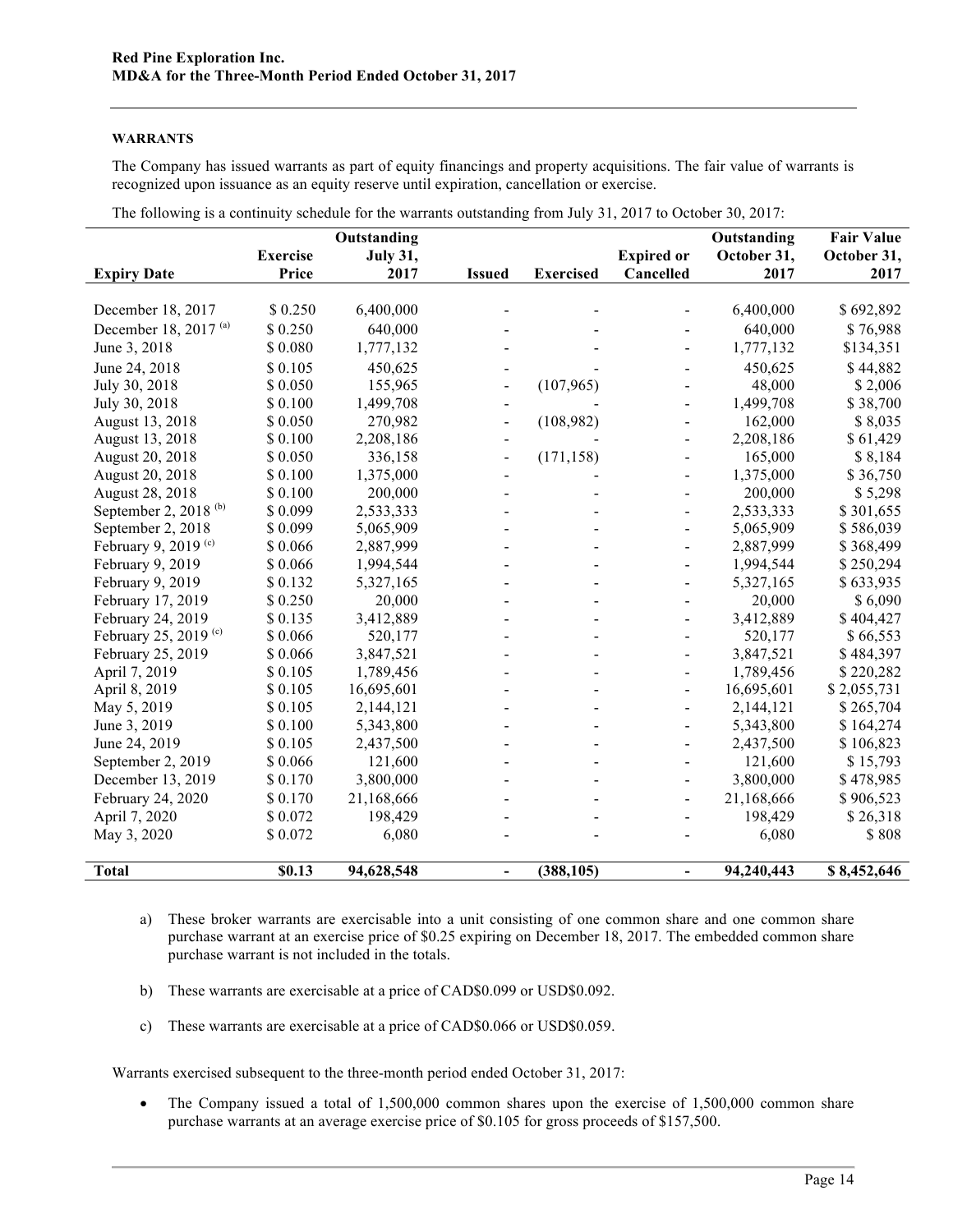### WARRANTS

The Company has issued warrants as part of equity financings and property acquisitions. The fair value of warrants is recognized upon issuance as an equity reserve until expiration, cancellation or exercise.

The following is a continuity schedule for the warrants outstanding from July 31, 2017 to October 30, 2017:

| Expiry Date | Exercise Price | Outstanding July 31, 2017 | Issued | Exercised | Expired or Cancelled | Outstanding October 31, 2017 | Fair Value October 31, 2017 |
|---|---|---|---|---|---|---|---|
| December 18, 2017 | $ 0.250 | 6,400,000 | - | - | - | 6,400,000 | $ 692,892 |
| December 18, 2017 [(a)] | $ 0.250 | 640,000 | - | - | - | 640,000 | $ 76,988 |
| June 3, 2018 | $ 0.080 | 1,777,132 | - | - | - | 1,777,132 | $134,351 |
| June 24, 2018 | $ 0.105 | 450,625 | - | - | - | 450,625 | $ 44,882 |
| July 30, 2018 | $ 0.050 | 155,965 | - | (107,965) | - | 48,000 | $ 2,006 |
| July 30, 2018 | $ 0.100 | 1,499,708 | - | - | - | 1,499,708 | $ 38,700 |
| August 13, 2018 | $ 0.050 | 270,982 | - | (108,982) | - | 162,000 | $ 8,035 |
| August 13, 2018 | $ 0.100 | 2,208,186 | - | - | - | 2,208,186 | $ 61,429 |
| August 20, 2018 | $ 0.050 | 336,158 | - | (171,158) | - | 165,000 | $ 8,184 |
| August 20, 2018 | $ 0.100 | 1,375,000 | - | - | - | 1,375,000 | $ 36,750 |
| August 28, 2018 | $ 0.100 | 200,000 | - | - | - | 200,000 | $ 5,298 |
| September 2, 2018 [(b)] | $ 0.099 | 2,533,333 | - | - | - | 2,533,333 | $ 301,655 |
| September 2, 2018 | $ 0.099 | 5,065,909 | - | - | - | 5,065,909 | $ 586,039 |
| February 9, 2019 [(c)] | $ 0.066 | 2,887,999 | - | - | - | 2,887,999 | $ 368,499 |
| February 9, 2019 | $ 0.066 | 1,994,544 | - | - | - | 1,994,544 | $ 250,294 |
| February 9, 2019 | $ 0.132 | 5,327,165 | - | - | - | 5,327,165 | $ 633,935 |
| February 17, 2019 | $ 0.250 | 20,000 | - | - | - | 20,000 | $ 6,090 |
| February 24, 2019 | $ 0.135 | 3,412,889 | - | - | - | 3,412,889 | $ 404,427 |
| February 25, 2019 [(c)] | $ 0.066 | 520,177 | - | - | - | 520,177 | $ 66,553 |
| February 25, 2019 | $ 0.066 | 3,847,521 | - | - | - | 3,847,521 | $ 484,397 |
| April 7, 2019 | $ 0.105 | 1,789,456 | - | - | - | 1,789,456 | $ 220,282 |
| April 8, 2019 | $ 0.105 | 16,695,601 | - | - | - | 16,695,601 | $ 2,055,731 |
| May 5, 2019 | $ 0.105 | 2,144,121 | - | - | - | 2,144,121 | $ 265,704 |
| June 3, 2019 | $ 0.100 | 5,343,800 | - | - | - | 5,343,800 | $ 164,274 |
| June 24, 2019 | $ 0.105 | 2,437,500 | - | - | - | 2,437,500 | $ 106,823 |
| September 2, 2019 | $ 0.066 | 121,600 | - | - | - | 121,600 | $ 15,793 |
| December 13, 2019 | $ 0.170 | 3,800,000 | - | - | - | 3,800,000 | $ 478,985 |
| February 24, 2020 | $ 0.170 | 21,168,666 | - | - | - | 21,168,666 | $ 906,523 |
| April 7, 2020 | $ 0.072 | 198,429 | - | - | - | 198,429 | $ 26,318 |
| May 3, 2020 | $ 0.072 | 6,080 | - | - | - | 6,080 | $ 808 |
| **Total** | **$0.13** | **94,628,548** | **-** | **(388,105)** | **-** | **94,240,443** | **$ 8,452,646** |

a) These broker warrants are exercisable into a unit consisting of one common share and one common share purchase warrant at an exercise price of $0.25 expiring on December 18, 2017. The embedded common share purchase warrant is not included in the totals.

b) These warrants are exercisable at a price of CAD$0.099 or USD$0.092.

c) These warrants are exercisable at a price of CAD$0.066 or USD$0.059.

Warrants exercised subsequent to the three-month period ended October 31, 2017:

- The Company issued a total of 1,500,000 common shares upon the exercise of 1,500,000 common share purchase warrants at an average exercise price of $0.105 for gross proceeds of $157,500.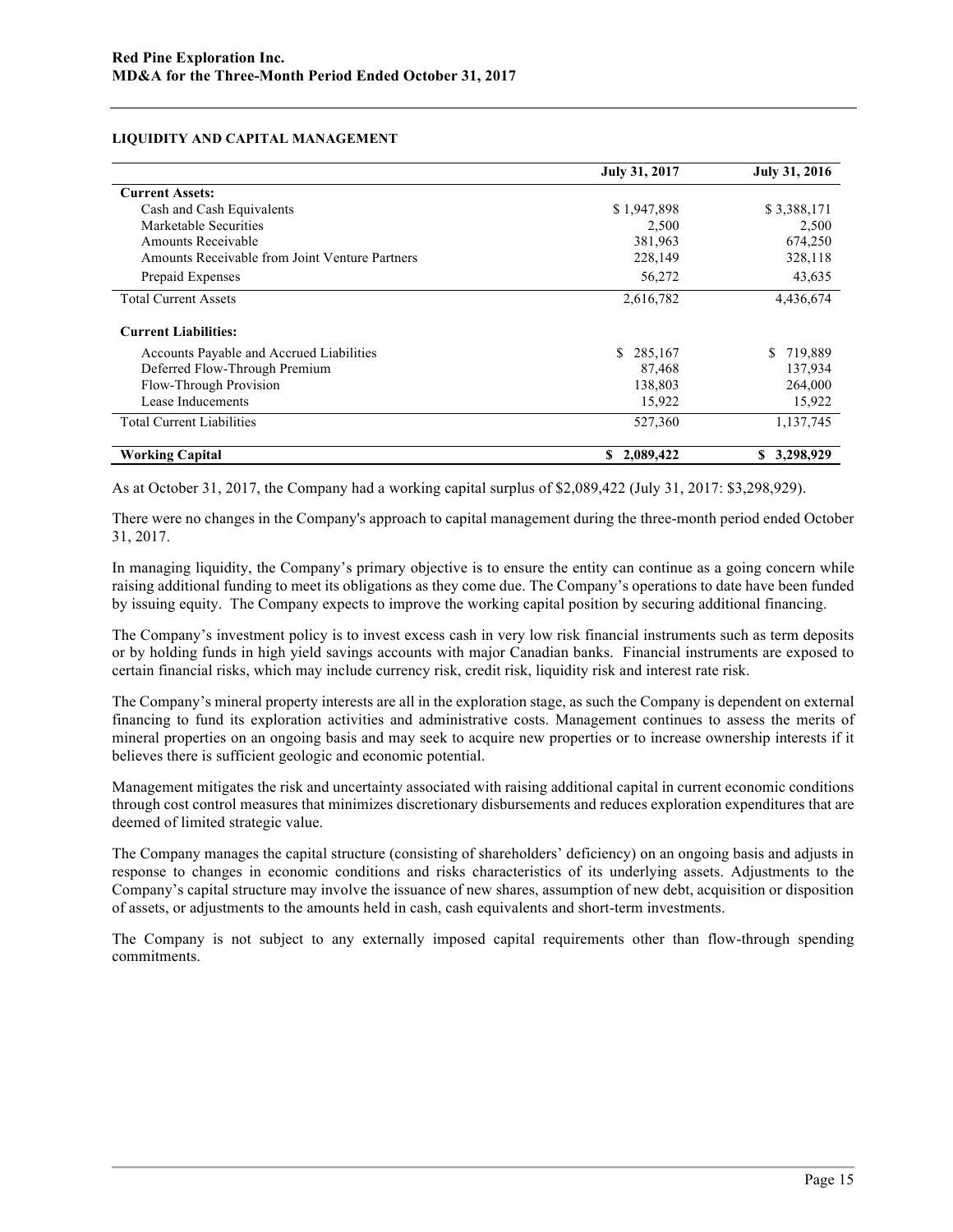## LIQUIDITY AND CAPITAL MANAGEMENT

| | July 31, 2017 | July 31, 2016 |
|---|---|---|
| **Current Assets:** | | |
| Cash and Cash Equivalents | $ 1,947,898 | $ 3,388,171 |
| Marketable Securities | 2,500 | 2,500 |
| Amounts Receivable | 381,963 | 674,250 |
| Amounts Receivable from Joint Venture Partners | 228,149 | 328,118 |
| Prepaid Expenses | 56,272 | 43,635 |
| Total Current Assets | 2,616,782 | 4,436,674 |
| **Current Liabilities:** | | |
| Accounts Payable and Accrued Liabilities | $ 285,167 | $ 719,889 |
| Deferred Flow-Through Premium | 87,468 | 137,934 |
| Flow-Through Provision | 138,803 | 264,000 |
| Lease Inducements | 15,922 | 15,922 |
| Total Current Liabilities | 527,360 | 1,137,745 |
| **Working Capital** | **$ 2,089,422** | **$ 3,298,929** |

As at October 31, 2017, the Company had a working capital surplus of $2,089,422 (July 31, 2017: $3,298,929).

There were no changes in the Company's approach to capital management during the three-month period ended October 31, 2017.

In managing liquidity, the Company's primary objective is to ensure the entity can continue as a going concern while raising additional funding to meet its obligations as they come due. The Company's operations to date have been funded by issuing equity. The Company expects to improve the working capital position by securing additional financing.

The Company's investment policy is to invest excess cash in very low risk financial instruments such as term deposits or by holding funds in high yield savings accounts with major Canadian banks. Financial instruments are exposed to certain financial risks, which may include currency risk, credit risk, liquidity risk and interest rate risk.

The Company's mineral property interests are all in the exploration stage, as such the Company is dependent on external financing to fund its exploration activities and administrative costs. Management continues to assess the merits of mineral properties on an ongoing basis and may seek to acquire new properties or to increase ownership interests if it believes there is sufficient geologic and economic potential.

Management mitigates the risk and uncertainty associated with raising additional capital in current economic conditions through cost control measures that minimizes discretionary disbursements and reduces exploration expenditures that are deemed of limited strategic value.

The Company manages the capital structure (consisting of shareholders' deficiency) on an ongoing basis and adjusts in response to changes in economic conditions and risks characteristics of its underlying assets. Adjustments to the Company's capital structure may involve the issuance of new shares, assumption of new debt, acquisition or disposition of assets, or adjustments to the amounts held in cash, cash equivalents and short-term investments.

The Company is not subject to any externally imposed capital requirements other than flow-through spending commitments.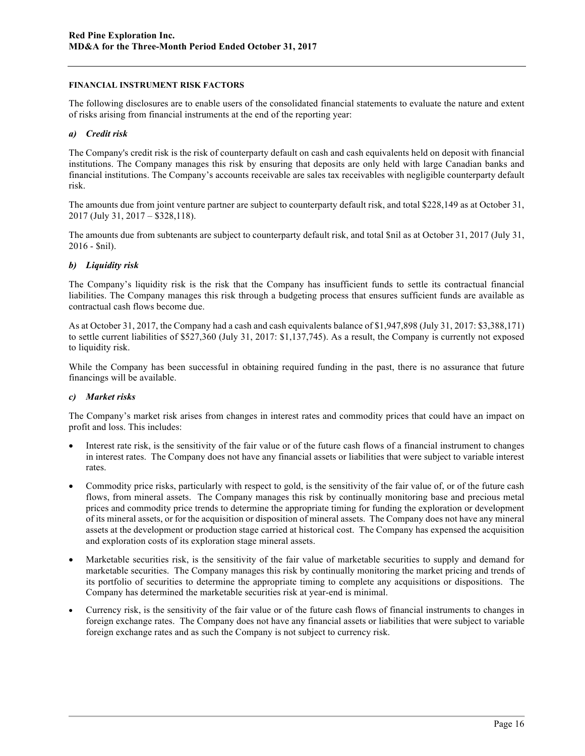#### FINANCIAL INSTRUMENT RISK FACTORS

The following disclosures are to enable users of the consolidated financial statements to evaluate the nature and extent of risks arising from financial instruments at the end of the reporting year:

##### *a) Credit risk*

The Company's credit risk is the risk of counterparty default on cash and cash equivalents held on deposit with financial institutions. The Company manages this risk by ensuring that deposits are only held with large Canadian banks and financial institutions. The Company's accounts receivable are sales tax receivables with negligible counterparty default risk.

The amounts due from joint venture partner are subject to counterparty default risk, and total $228,149 as at October 31, 2017 (July 31, 2017 – $328,118).

The amounts due from subtenants are subject to counterparty default risk, and total $nil as at October 31, 2017 (July 31, 2016 - $nil).

##### *b) Liquidity risk*

The Company's liquidity risk is the risk that the Company has insufficient funds to settle its contractual financial liabilities. The Company manages this risk through a budgeting process that ensures sufficient funds are available as contractual cash flows become due.

As at October 31, 2017, the Company had a cash and cash equivalents balance of $1,947,898 (July 31, 2017: $3,388,171) to settle current liabilities of $527,360 (July 31, 2017: $1,137,745). As a result, the Company is currently not exposed to liquidity risk.

While the Company has been successful in obtaining required funding in the past, there is no assurance that future financings will be available.

##### *c) Market risks*

The Company's market risk arises from changes in interest rates and commodity prices that could have an impact on profit and loss. This includes:

- Interest rate risk, is the sensitivity of the fair value or of the future cash flows of a financial instrument to changes in interest rates. The Company does not have any financial assets or liabilities that were subject to variable interest rates.
- Commodity price risks, particularly with respect to gold, is the sensitivity of the fair value of, or of the future cash flows, from mineral assets. The Company manages this risk by continually monitoring base and precious metal prices and commodity price trends to determine the appropriate timing for funding the exploration or development of its mineral assets, or for the acquisition or disposition of mineral assets. The Company does not have any mineral assets at the development or production stage carried at historical cost. The Company has expensed the acquisition and exploration costs of its exploration stage mineral assets.
- Marketable securities risk, is the sensitivity of the fair value of marketable securities to supply and demand for marketable securities. The Company manages this risk by continually monitoring the market pricing and trends of its portfolio of securities to determine the appropriate timing to complete any acquisitions or dispositions. The Company has determined the marketable securities risk at year-end is minimal.
- Currency risk, is the sensitivity of the fair value or of the future cash flows of financial instruments to changes in foreign exchange rates. The Company does not have any financial assets or liabilities that were subject to variable foreign exchange rates and as such the Company is not subject to currency risk.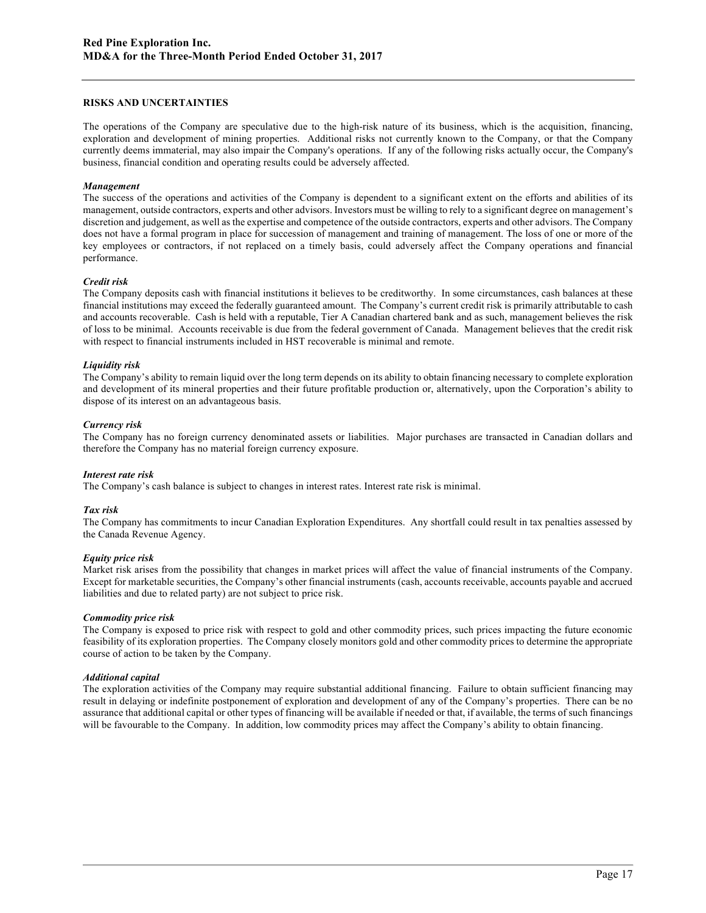## RISKS AND UNCERTAINTIES

The operations of the Company are speculative due to the high-risk nature of its business, which is the acquisition, financing, exploration and development of mining properties. Additional risks not currently known to the Company, or that the Company currently deems immaterial, may also impair the Company's operations. If any of the following risks actually occur, the Company's business, financial condition and operating results could be adversely affected.

***Management***
The success of the operations and activities of the Company is dependent to a significant extent on the efforts and abilities of its management, outside contractors, experts and other advisors. Investors must be willing to rely to a significant degree on management's discretion and judgement, as well as the expertise and competence of the outside contractors, experts and other advisors. The Company does not have a formal program in place for succession of management and training of management. The loss of one or more of the key employees or contractors, if not replaced on a timely basis, could adversely affect the Company operations and financial performance.

***Credit risk***
The Company deposits cash with financial institutions it believes to be creditworthy. In some circumstances, cash balances at these financial institutions may exceed the federally guaranteed amount. The Company's current credit risk is primarily attributable to cash and accounts recoverable. Cash is held with a reputable, Tier A Canadian chartered bank and as such, management believes the risk of loss to be minimal. Accounts receivable is due from the federal government of Canada. Management believes that the credit risk with respect to financial instruments included in HST recoverable is minimal and remote.

***Liquidity risk***
The Company's ability to remain liquid over the long term depends on its ability to obtain financing necessary to complete exploration and development of its mineral properties and their future profitable production or, alternatively, upon the Corporation's ability to dispose of its interest on an advantageous basis.

***Currency risk***
The Company has no foreign currency denominated assets or liabilities. Major purchases are transacted in Canadian dollars and therefore the Company has no material foreign currency exposure.

***Interest rate risk***
The Company's cash balance is subject to changes in interest rates. Interest rate risk is minimal.

***Tax risk***
The Company has commitments to incur Canadian Exploration Expenditures. Any shortfall could result in tax penalties assessed by the Canada Revenue Agency.

***Equity price risk***
Market risk arises from the possibility that changes in market prices will affect the value of financial instruments of the Company. Except for marketable securities, the Company's other financial instruments (cash, accounts receivable, accounts payable and accrued liabilities and due to related party) are not subject to price risk.

***Commodity price risk***
The Company is exposed to price risk with respect to gold and other commodity prices, such prices impacting the future economic feasibility of its exploration properties. The Company closely monitors gold and other commodity prices to determine the appropriate course of action to be taken by the Company.

***Additional capital***
The exploration activities of the Company may require substantial additional financing. Failure to obtain sufficient financing may result in delaying or indefinite postponement of exploration and development of any of the Company's properties. There can be no assurance that additional capital or other types of financing will be available if needed or that, if available, the terms of such financings will be favourable to the Company. In addition, low commodity prices may affect the Company's ability to obtain financing.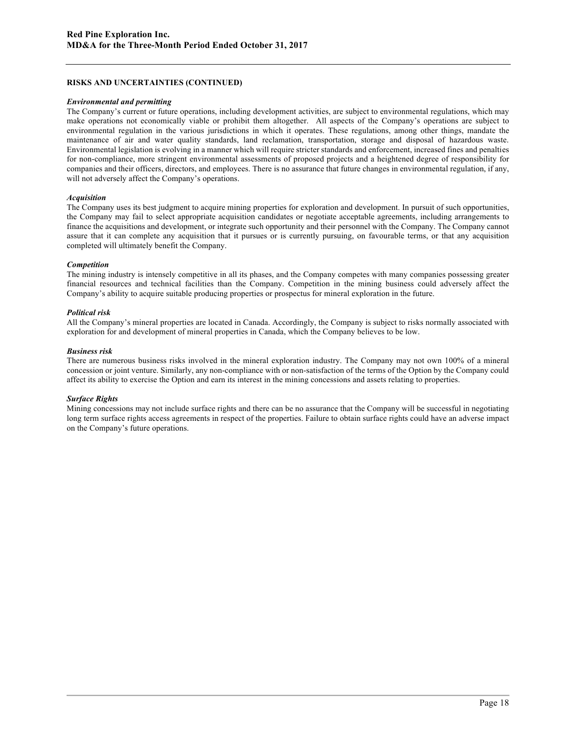## RISKS AND UNCERTAINTIES (CONTINUED)

***Environmental and permitting***

The Company's current or future operations, including development activities, are subject to environmental regulations, which may make operations not economically viable or prohibit them altogether. All aspects of the Company's operations are subject to environmental regulation in the various jurisdictions in which it operates. These regulations, among other things, mandate the maintenance of air and water quality standards, land reclamation, transportation, storage and disposal of hazardous waste. Environmental legislation is evolving in a manner which will require stricter standards and enforcement, increased fines and penalties for non-compliance, more stringent environmental assessments of proposed projects and a heightened degree of responsibility for companies and their officers, directors, and employees. There is no assurance that future changes in environmental regulation, if any, will not adversely affect the Company's operations.

***Acquisition***

The Company uses its best judgment to acquire mining properties for exploration and development. In pursuit of such opportunities, the Company may fail to select appropriate acquisition candidates or negotiate acceptable agreements, including arrangements to finance the acquisitions and development, or integrate such opportunity and their personnel with the Company. The Company cannot assure that it can complete any acquisition that it pursues or is currently pursuing, on favourable terms, or that any acquisition completed will ultimately benefit the Company.

***Competition***

The mining industry is intensely competitive in all its phases, and the Company competes with many companies possessing greater financial resources and technical facilities than the Company. Competition in the mining business could adversely affect the Company's ability to acquire suitable producing properties or prospectus for mineral exploration in the future.

***Political risk***

All the Company's mineral properties are located in Canada. Accordingly, the Company is subject to risks normally associated with exploration for and development of mineral properties in Canada, which the Company believes to be low.

***Business risk***

There are numerous business risks involved in the mineral exploration industry. The Company may not own 100% of a mineral concession or joint venture. Similarly, any non-compliance with or non-satisfaction of the terms of the Option by the Company could affect its ability to exercise the Option and earn its interest in the mining concessions and assets relating to properties.

***Surface Rights***

Mining concessions may not include surface rights and there can be no assurance that the Company will be successful in negotiating long term surface rights access agreements in respect of the properties. Failure to obtain surface rights could have an adverse impact on the Company's future operations.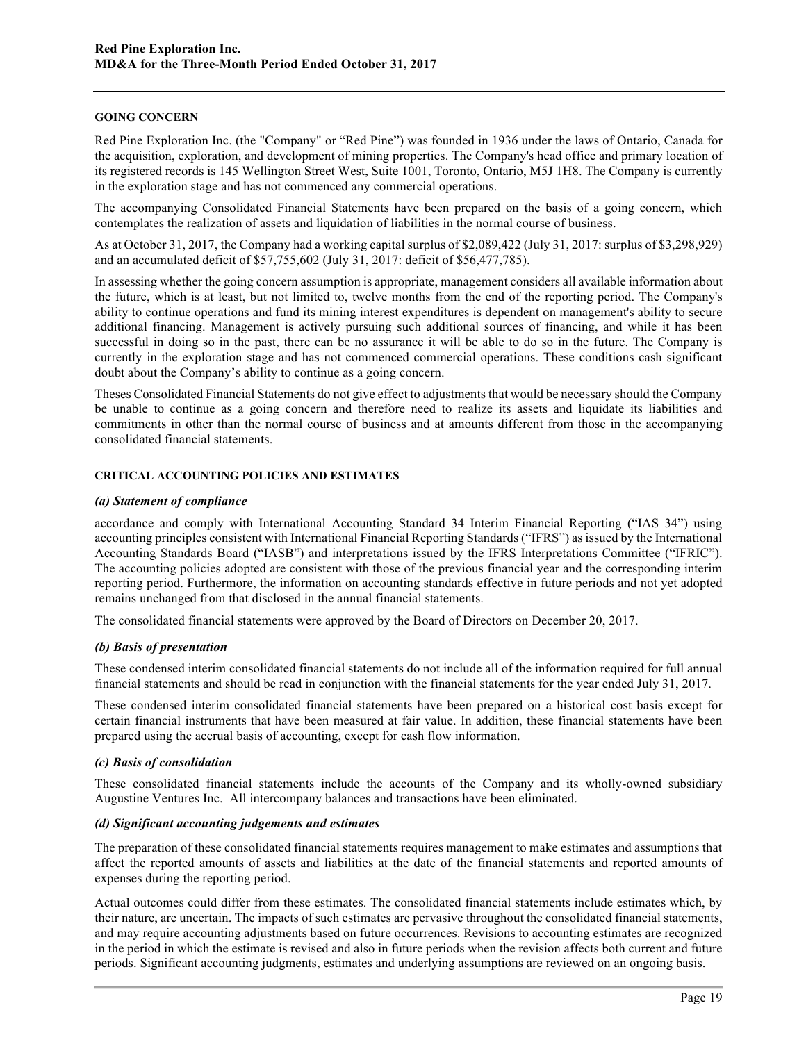## GOING CONCERN

Red Pine Exploration Inc. (the "Company" or "Red Pine") was founded in 1936 under the laws of Ontario, Canada for the acquisition, exploration, and development of mining properties. The Company's head office and primary location of its registered records is 145 Wellington Street West, Suite 1001, Toronto, Ontario, M5J 1H8. The Company is currently in the exploration stage and has not commenced any commercial operations.

The accompanying Consolidated Financial Statements have been prepared on the basis of a going concern, which contemplates the realization of assets and liquidation of liabilities in the normal course of business.

As at October 31, 2017, the Company had a working capital surplus of $2,089,422 (July 31, 2017: surplus of $3,298,929) and an accumulated deficit of $57,755,602 (July 31, 2017: deficit of $56,477,785).

In assessing whether the going concern assumption is appropriate, management considers all available information about the future, which is at least, but not limited to, twelve months from the end of the reporting period. The Company's ability to continue operations and fund its mining interest expenditures is dependent on management's ability to secure additional financing. Management is actively pursuing such additional sources of financing, and while it has been successful in doing so in the past, there can be no assurance it will be able to do so in the future. The Company is currently in the exploration stage and has not commenced commercial operations. These conditions cash significant doubt about the Company's ability to continue as a going concern.

Theses Consolidated Financial Statements do not give effect to adjustments that would be necessary should the Company be unable to continue as a going concern and therefore need to realize its assets and liquidate its liabilities and commitments in other than the normal course of business and at amounts different from those in the accompanying consolidated financial statements.

## CRITICAL ACCOUNTING POLICIES AND ESTIMATES

### *(a) Statement of compliance*

accordance and comply with International Accounting Standard 34 Interim Financial Reporting ("IAS 34") using accounting principles consistent with International Financial Reporting Standards ("IFRS") as issued by the International Accounting Standards Board ("IASB") and interpretations issued by the IFRS Interpretations Committee ("IFRIC"). The accounting policies adopted are consistent with those of the previous financial year and the corresponding interim reporting period. Furthermore, the information on accounting standards effective in future periods and not yet adopted remains unchanged from that disclosed in the annual financial statements.

The consolidated financial statements were approved by the Board of Directors on December 20, 2017.

### *(b) Basis of presentation*

These condensed interim consolidated financial statements do not include all of the information required for full annual financial statements and should be read in conjunction with the financial statements for the year ended July 31, 2017.

These condensed interim consolidated financial statements have been prepared on a historical cost basis except for certain financial instruments that have been measured at fair value. In addition, these financial statements have been prepared using the accrual basis of accounting, except for cash flow information.

### *(c) Basis of consolidation*

These consolidated financial statements include the accounts of the Company and its wholly-owned subsidiary Augustine Ventures Inc. All intercompany balances and transactions have been eliminated.

### *(d) Significant accounting judgements and estimates*

The preparation of these consolidated financial statements requires management to make estimates and assumptions that affect the reported amounts of assets and liabilities at the date of the financial statements and reported amounts of expenses during the reporting period.

Actual outcomes could differ from these estimates. The consolidated financial statements include estimates which, by their nature, are uncertain. The impacts of such estimates are pervasive throughout the consolidated financial statements, and may require accounting adjustments based on future occurrences. Revisions to accounting estimates are recognized in the period in which the estimate is revised and also in future periods when the revision affects both current and future periods. Significant accounting judgments, estimates and underlying assumptions are reviewed on an ongoing basis.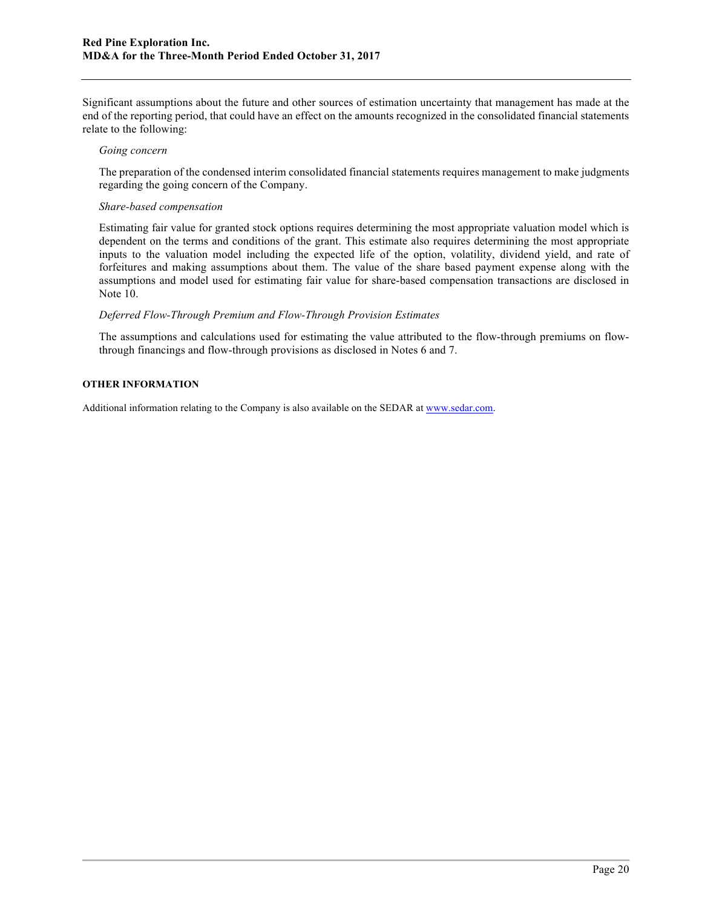Significant assumptions about the future and other sources of estimation uncertainty that management has made at the end of the reporting period, that could have an effect on the amounts recognized in the consolidated financial statements relate to the following:

*Going concern*

The preparation of the condensed interim consolidated financial statements requires management to make judgments regarding the going concern of the Company.

*Share-based compensation*

Estimating fair value for granted stock options requires determining the most appropriate valuation model which is dependent on the terms and conditions of the grant. This estimate also requires determining the most appropriate inputs to the valuation model including the expected life of the option, volatility, dividend yield, and rate of forfeitures and making assumptions about them. The value of the share based payment expense along with the assumptions and model used for estimating fair value for share-based compensation transactions are disclosed in Note 10.

*Deferred Flow-Through Premium and Flow-Through Provision Estimates*

The assumptions and calculations used for estimating the value attributed to the flow-through premiums on flow-through financings and flow-through provisions as disclosed in Notes 6 and 7.

**OTHER INFORMATION**

Additional information relating to the Company is also available on the SEDAR at [www.sedar.com](http://www.sedar.com).